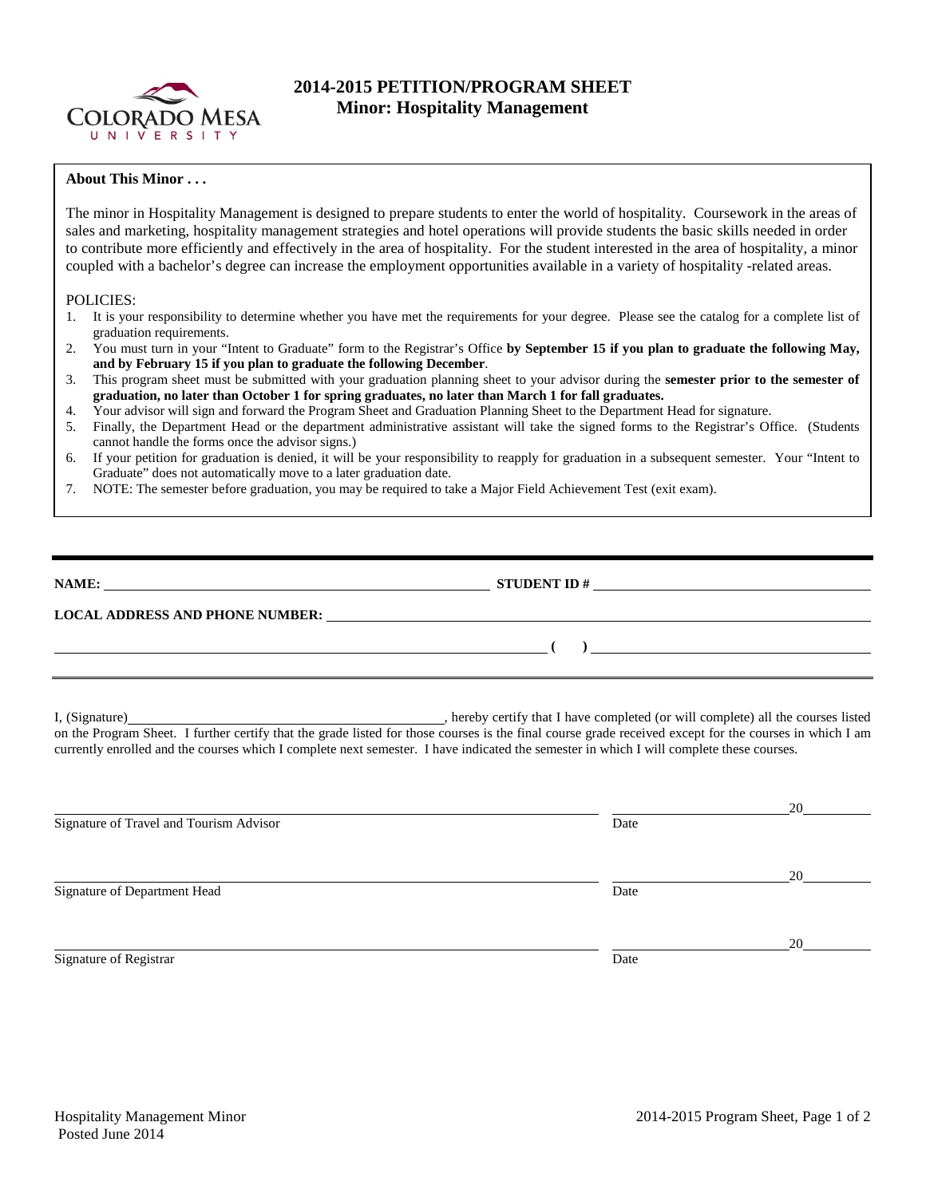# 2014-2015 PETITION/PROGRAM SHEET
## Minor: Hospitality Management

**About This Minor . . .**

The minor in Hospitality Management is designed to prepare students to enter the world of hospitality. Coursework in the areas of sales and marketing, hospitality management strategies and hotel operations will provide students the basic skills needed in order to contribute more efficiently and effectively in the area of hospitality. For the student interested in the area of hospitality, a minor coupled with a bachelor's degree can increase the employment opportunities available in a variety of hospitality -related areas.

POLICIES:

1. It is your responsibility to determine whether you have met the requirements for your degree. Please see the catalog for a complete list of graduation requirements.
2. You must turn in your "Intent to Graduate" form to the Registrar's Office **by September 15 if you plan to graduate the following May, and by February 15 if you plan to graduate the following December**.
3. This program sheet must be submitted with your graduation planning sheet to your advisor during the **semester prior to the semester of graduation, no later than October 1 for spring graduates, no later than March 1 for fall graduates.**
4. Your advisor will sign and forward the Program Sheet and Graduation Planning Sheet to the Department Head for signature.
5. Finally, the Department Head or the department administrative assistant will take the signed forms to the Registrar's Office. (Students cannot handle the forms once the advisor signs.)
6. If your petition for graduation is denied, it will be your responsibility to reapply for graduation in a subsequent semester. Your "Intent to Graduate" does not automatically move to a later graduation date.
7. NOTE: The semester before graduation, you may be required to take a Major Field Achievement Test (exit exam).

---

**NAME:** ______________________________ **STUDENT ID #** ______________________________

**LOCAL ADDRESS AND PHONE NUMBER:** ______________________________

______________________________ **(    )** ______________________________

---

I, (Signature)______________________________, hereby certify that I have completed (or will complete) all the courses listed on the Program Sheet. I further certify that the grade listed for those courses is the final course grade received except for the courses in which I am currently enrolled and the courses which I complete next semester. I have indicated the semester in which I will complete these courses.

______________________________ ______________ 20______
Signature of Travel and Tourism Advisor — Date

______________________________ ______________ 20______
Signature of Department Head — Date

______________________________ ______________ 20______
Signature of Registrar — Date

Hospitality Management Minor
Posted June 2014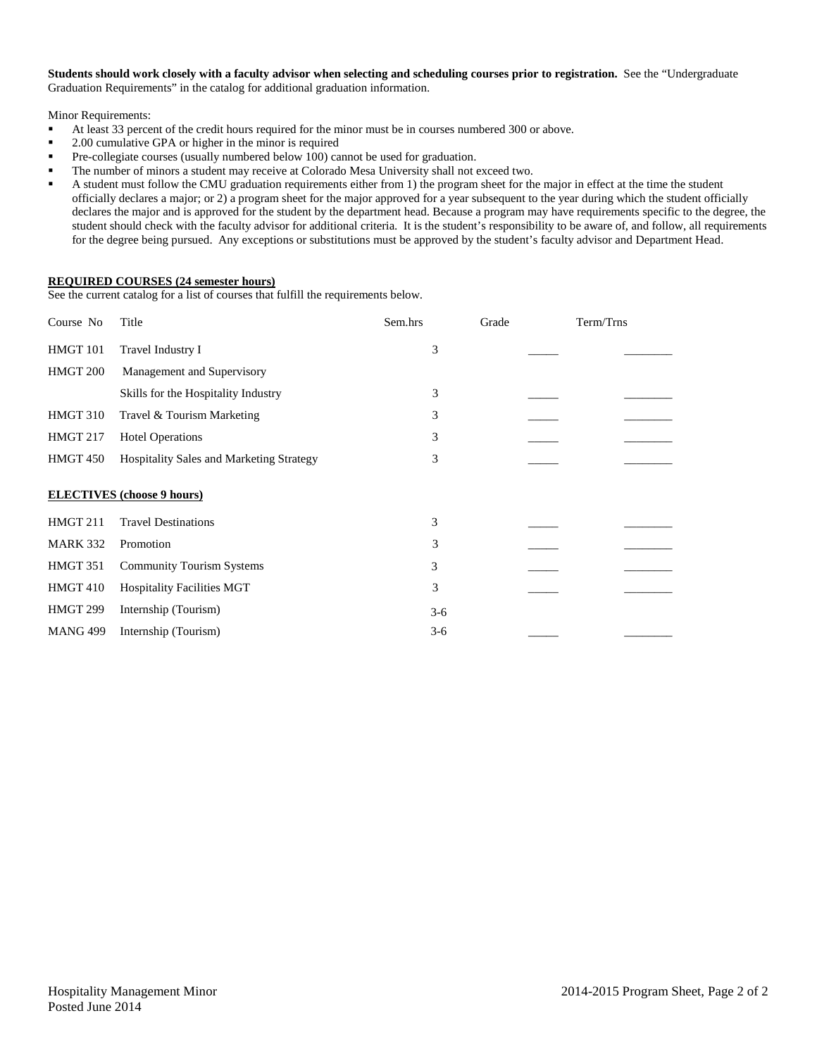**Students should work closely with a faculty advisor when selecting and scheduling courses prior to registration.** See the "Undergraduate Graduation Requirements" in the catalog for additional graduation information.

Minor Requirements:

- At least 33 percent of the credit hours required for the minor must be in courses numbered 300 or above.
- 2.00 cumulative GPA or higher in the minor is required
- Pre-collegiate courses (usually numbered below 100) cannot be used for graduation.
- The number of minors a student may receive at Colorado Mesa University shall not exceed two.
- A student must follow the CMU graduation requirements either from 1) the program sheet for the major in effect at the time the student officially declares a major; or 2) a program sheet for the major approved for a year subsequent to the year during which the student officially declares the major and is approved for the student by the department head. Because a program may have requirements specific to the degree, the student should check with the faculty advisor for additional criteria. It is the student's responsibility to be aware of, and follow, all requirements for the degree being pursued. Any exceptions or substitutions must be approved by the student's faculty advisor and Department Head.

**REQUIRED COURSES (24 semester hours)**

See the current catalog for a list of courses that fulfill the requirements below.

| Course No | Title | Sem.hrs | Grade | Term/Trns |
|---|---|---|---|---|
| HMGT 101 | Travel Industry I | 3 | _____ | ________ |
| HMGT 200 | Management and Supervisory Skills for the Hospitality Industry | 3 | _____ | ________ |
| HMGT 310 | Travel & Tourism Marketing | 3 | _____ | ________ |
| HMGT 217 | Hotel Operations | 3 | _____ | ________ |
| HMGT 450 | Hospitality Sales and Marketing Strategy | 3 | _____ | ________ |

**ELECTIVES (choose 9 hours)**

| Course No | Title | Sem.hrs | Grade | Term/Trns |
|---|---|---|---|---|
| HMGT 211 | Travel Destinations | 3 | _____ | ________ |
| MARK 332 | Promotion | 3 | _____ | ________ |
| HMGT 351 | Community Tourism Systems | 3 | _____ | ________ |
| HMGT 410 | Hospitality Facilities MGT | 3 | _____ | ________ |
| HMGT 299 | Internship (Tourism) | 3-6 | | |
| MANG 499 | Internship (Tourism) | 3-6 | _____ | ________ |

Hospitality Management Minor
Posted June 2014